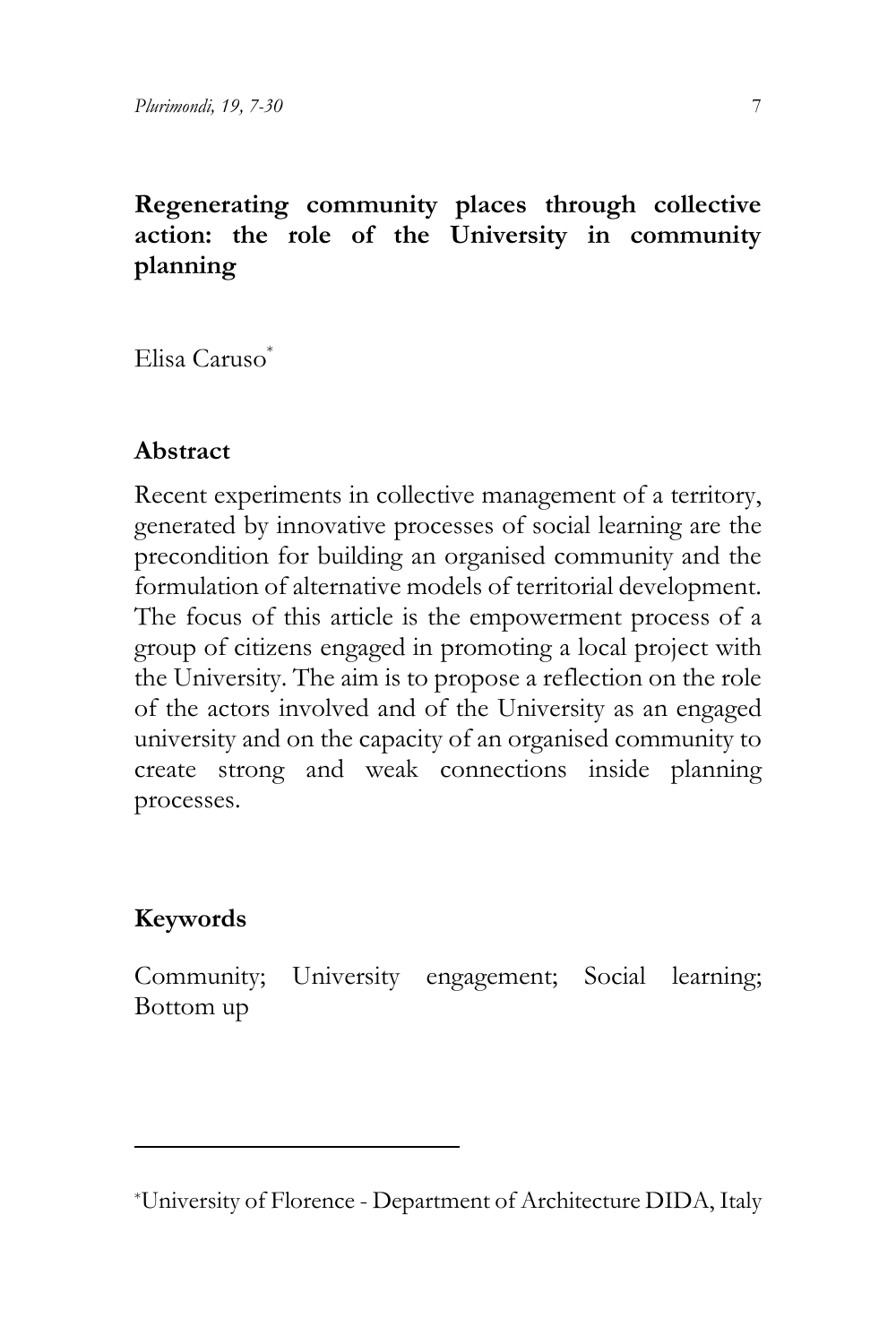# Regenerating community places through collective action: the role of the University in community planning

Elisa Caruso[*]

## Abstract

Recent experiments in collective management of a territory, generated by innovative processes of social learning are the precondition for building an organised community and the formulation of alternative models of territorial development. The focus of this article is the empowerment process of a group of citizens engaged in promoting a local project with the University. The aim is to propose a reflection on the role of the actors involved and of the University as an engaged university and on the capacity of an organised community to create strong and weak connections inside planning processes.

## Keywords

Community; University engagement; Social learning; Bottom up

---

[*] University of Florence - Department of Architecture DIDA, Italy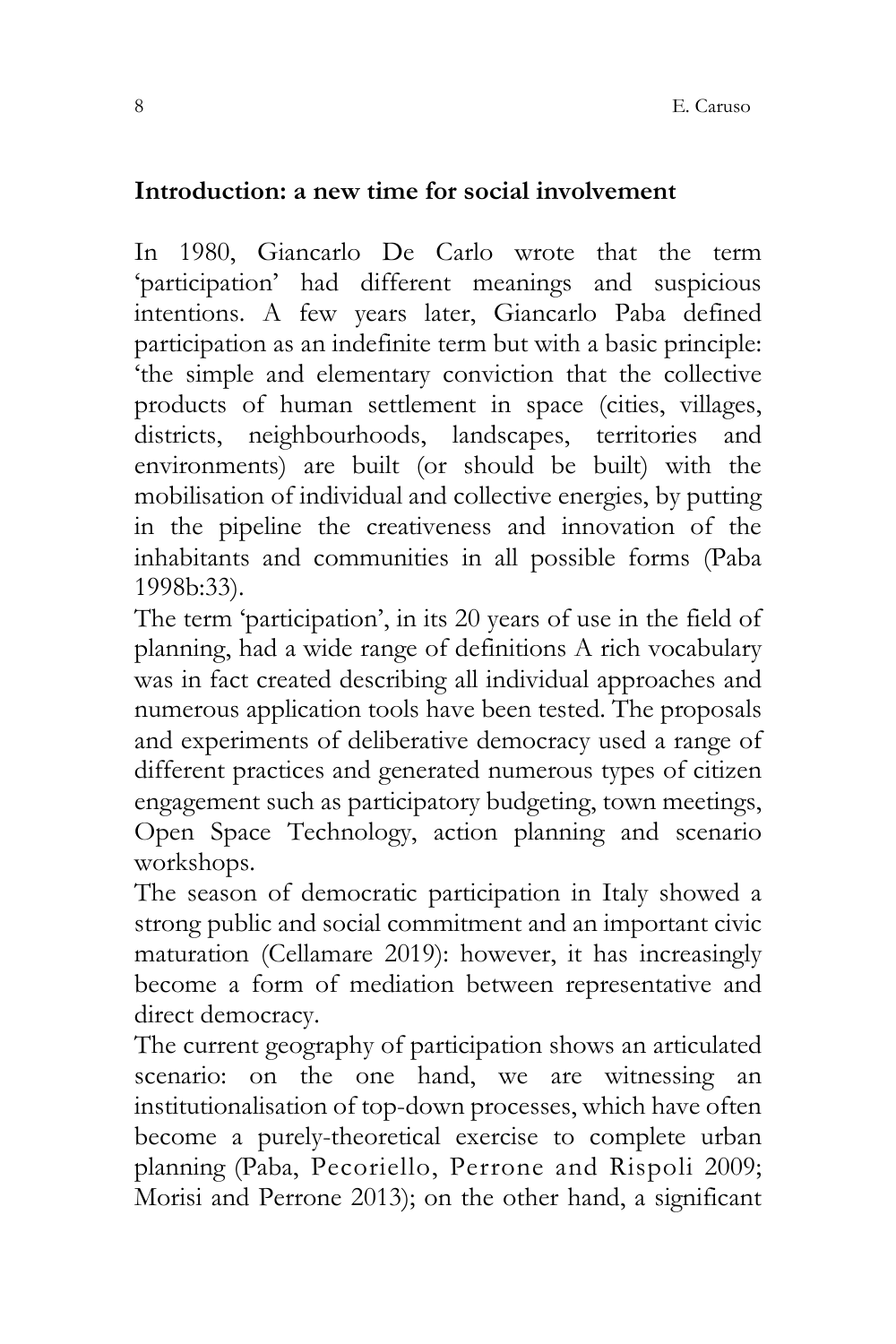## Introduction: a new time for social involvement

In 1980, Giancarlo De Carlo wrote that the term 'participation' had different meanings and suspicious intentions. A few years later, Giancarlo Paba defined participation as an indefinite term but with a basic principle: 'the simple and elementary conviction that the collective products of human settlement in space (cities, villages, districts, neighbourhoods, landscapes, territories and environments) are built (or should be built) with the mobilisation of individual and collective energies, by putting in the pipeline the creativeness and innovation of the inhabitants and communities in all possible forms (Paba 1998b:33).

The term 'participation', in its 20 years of use in the field of planning, had a wide range of definitions A rich vocabulary was in fact created describing all individual approaches and numerous application tools have been tested. The proposals and experiments of deliberative democracy used a range of different practices and generated numerous types of citizen engagement such as participatory budgeting, town meetings, Open Space Technology, action planning and scenario workshops.

The season of democratic participation in Italy showed a strong public and social commitment and an important civic maturation (Cellamare 2019): however, it has increasingly become a form of mediation between representative and direct democracy.

The current geography of participation shows an articulated scenario: on the one hand, we are witnessing an institutionalisation of top-down processes, which have often become a purely-theoretical exercise to complete urban planning (Paba, Pecoriello, Perrone and Rispoli 2009; Morisi and Perrone 2013); on the other hand, a significant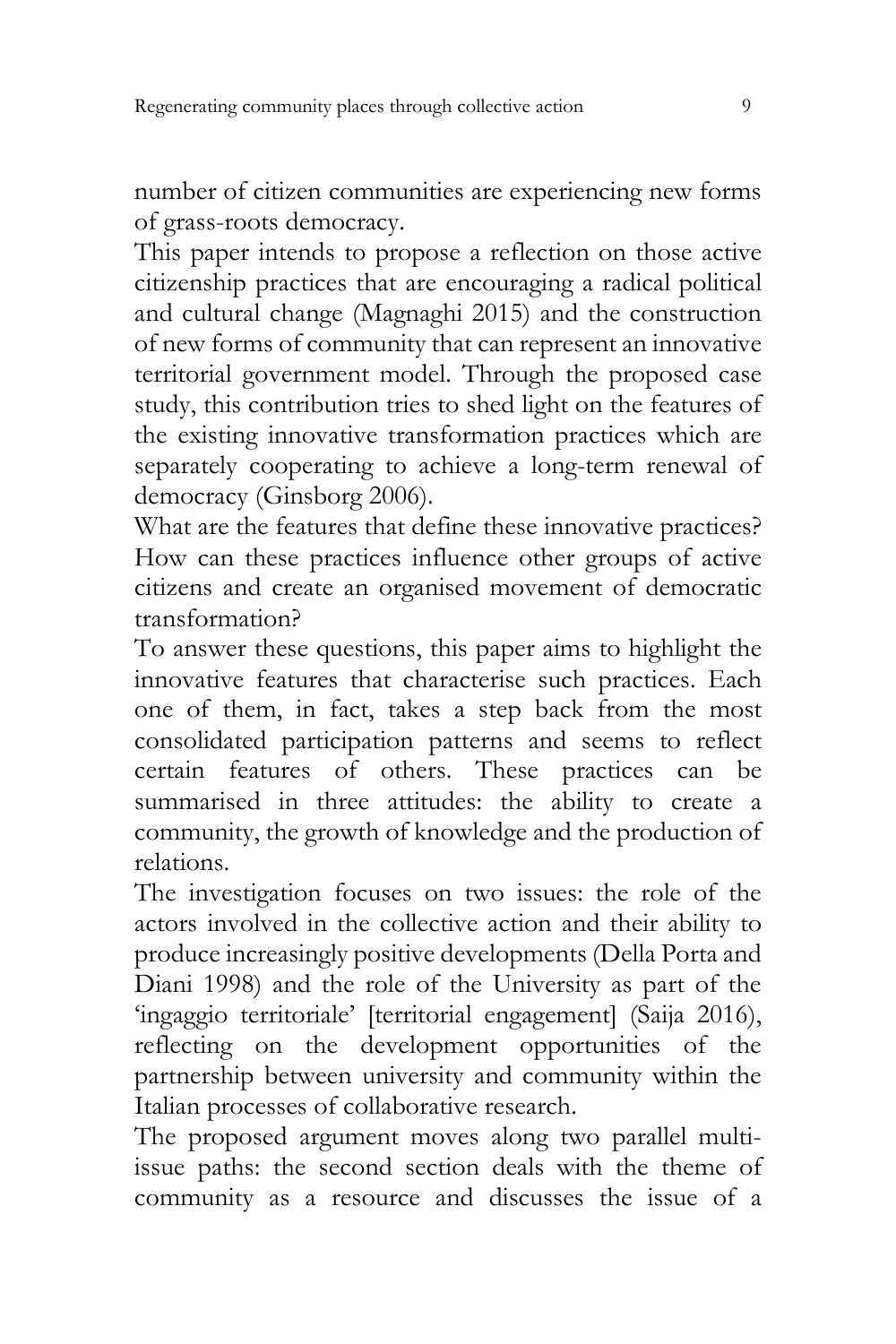number of citizen communities are experiencing new forms of grass-roots democracy.

This paper intends to propose a reflection on those active citizenship practices that are encouraging a radical political and cultural change (Magnaghi 2015) and the construction of new forms of community that can represent an innovative territorial government model. Through the proposed case study, this contribution tries to shed light on the features of the existing innovative transformation practices which are separately cooperating to achieve a long-term renewal of democracy (Ginsborg 2006).

What are the features that define these innovative practices? How can these practices influence other groups of active citizens and create an organised movement of democratic transformation?

To answer these questions, this paper aims to highlight the innovative features that characterise such practices. Each one of them, in fact, takes a step back from the most consolidated participation patterns and seems to reflect certain features of others. These practices can be summarised in three attitudes: the ability to create a community, the growth of knowledge and the production of relations.

The investigation focuses on two issues: the role of the actors involved in the collective action and their ability to produce increasingly positive developments (Della Porta and Diani 1998) and the role of the University as part of the 'ingaggio territoriale' [territorial engagement] (Saija 2016), reflecting on the development opportunities of the partnership between university and community within the Italian processes of collaborative research.

The proposed argument moves along two parallel multi-issue paths: the second section deals with the theme of community as a resource and discusses the issue of a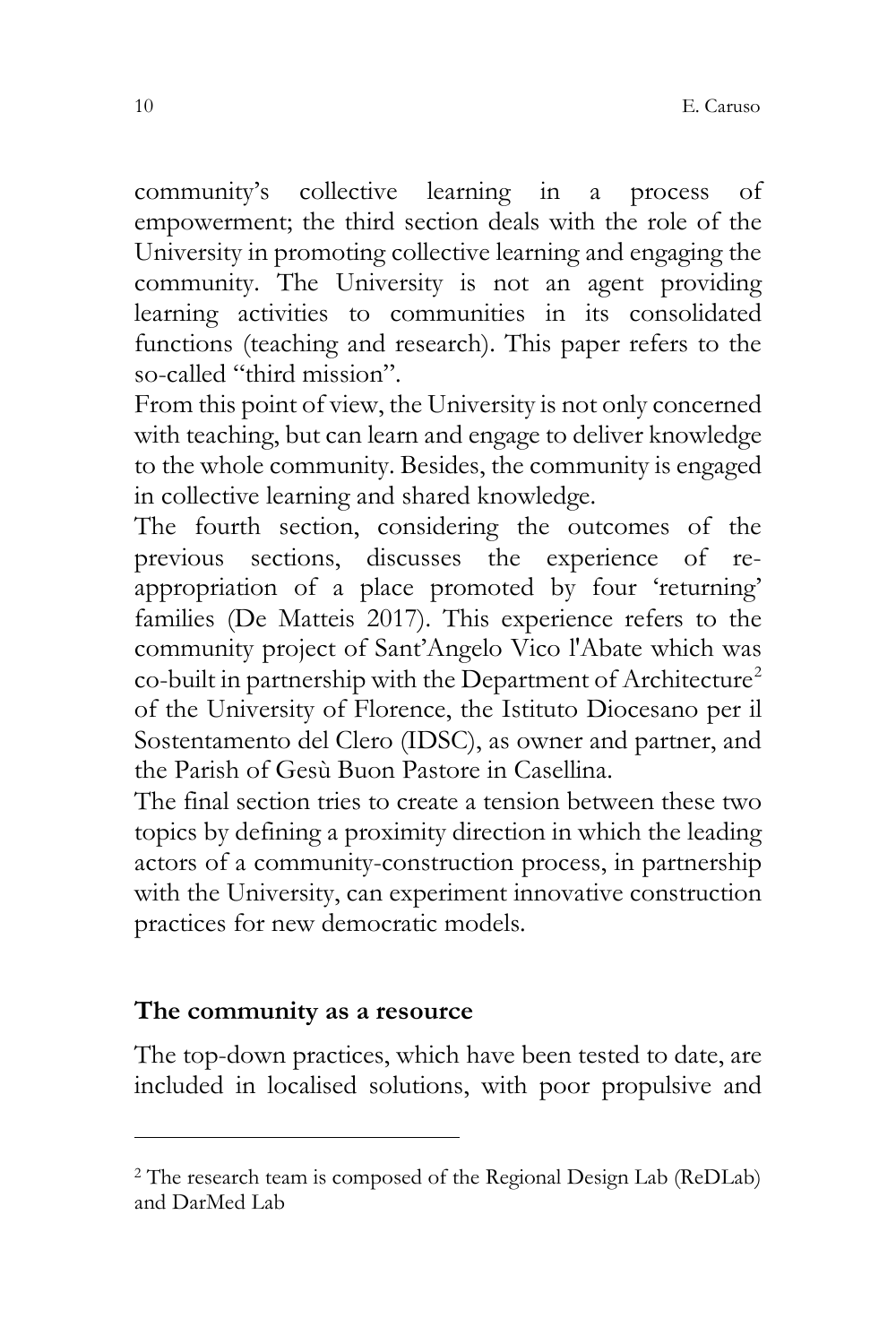community's collective learning in a process of empowerment; the third section deals with the role of the University in promoting collective learning and engaging the community. The University is not an agent providing learning activities to communities in its consolidated functions (teaching and research). This paper refers to the so-called "third mission".

From this point of view, the University is not only concerned with teaching, but can learn and engage to deliver knowledge to the whole community. Besides, the community is engaged in collective learning and shared knowledge.

The fourth section, considering the outcomes of the previous sections, discusses the experience of re-appropriation of a place promoted by four 'returning' families (De Matteis 2017). This experience refers to the community project of Sant'Angelo Vico l'Abate which was co-built in partnership with the Department of Architecture[2] of the University of Florence, the Istituto Diocesano per il Sostentamento del Clero (IDSC), as owner and partner, and the Parish of Gesù Buon Pastore in Casellina.

The final section tries to create a tension between these two topics by defining a proximity direction in which the leading actors of a community-construction process, in partnership with the University, can experiment innovative construction practices for new democratic models.

## The community as a resource

The top-down practices, which have been tested to date, are included in localised solutions, with poor propulsive and

[2] The research team is composed of the Regional Design Lab (ReDLab) and DarMed Lab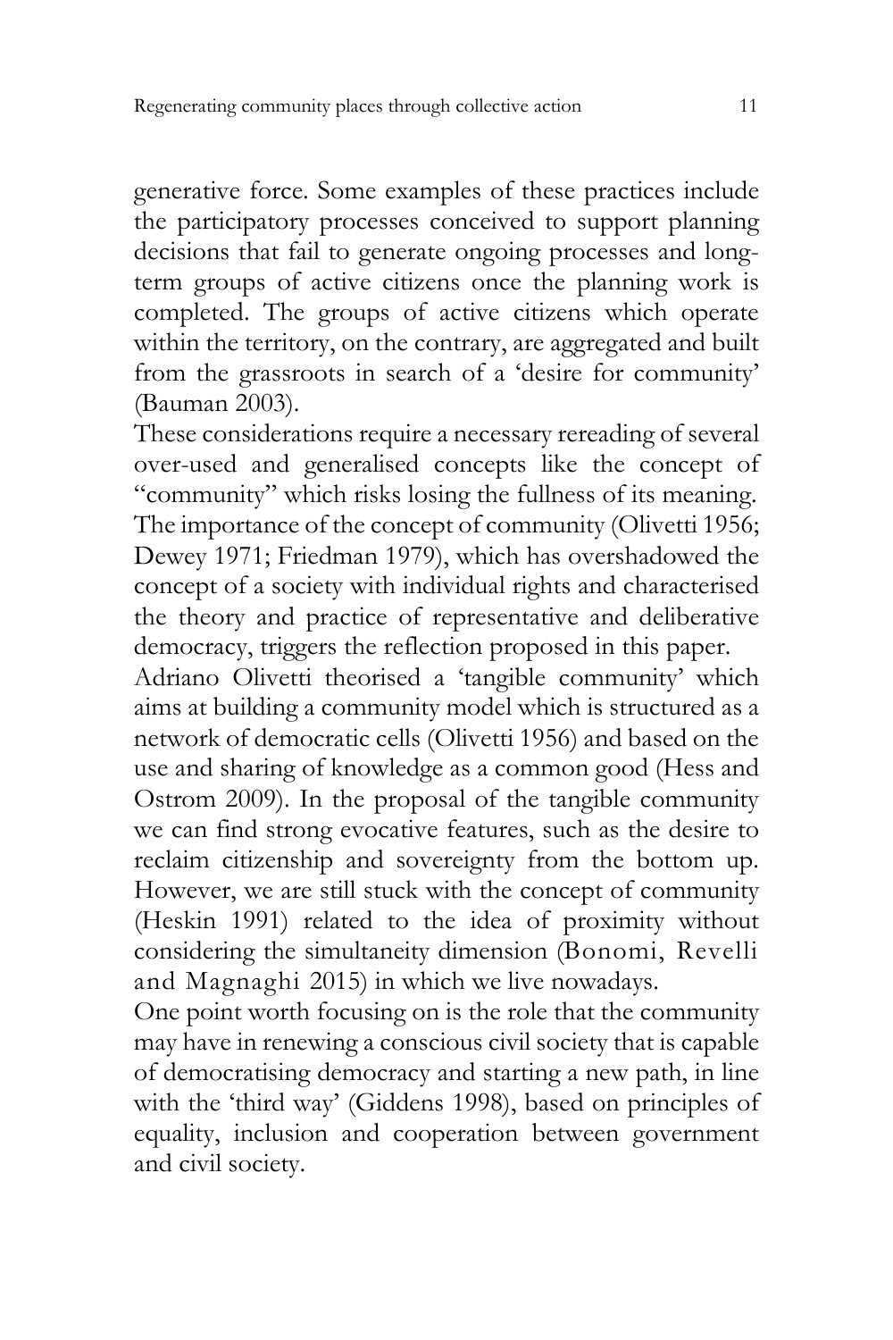generative force. Some examples of these practices include the participatory processes conceived to support planning decisions that fail to generate ongoing processes and long-term groups of active citizens once the planning work is completed. The groups of active citizens which operate within the territory, on the contrary, are aggregated and built from the grassroots in search of a 'desire for community' (Bauman 2003).

These considerations require a necessary rereading of several over-used and generalised concepts like the concept of "community" which risks losing the fullness of its meaning. The importance of the concept of community (Olivetti 1956; Dewey 1971; Friedman 1979), which has overshadowed the concept of a society with individual rights and characterised the theory and practice of representative and deliberative democracy, triggers the reflection proposed in this paper.

Adriano Olivetti theorised a 'tangible community' which aims at building a community model which is structured as a network of democratic cells (Olivetti 1956) and based on the use and sharing of knowledge as a common good (Hess and Ostrom 2009). In the proposal of the tangible community we can find strong evocative features, such as the desire to reclaim citizenship and sovereignty from the bottom up. However, we are still stuck with the concept of community (Heskin 1991) related to the idea of proximity without considering the simultaneity dimension (Bonomi, Revelli and Magnaghi 2015) in which we live nowadays.

One point worth focusing on is the role that the community may have in renewing a conscious civil society that is capable of democratising democracy and starting a new path, in line with the 'third way' (Giddens 1998), based on principles of equality, inclusion and cooperation between government and civil society.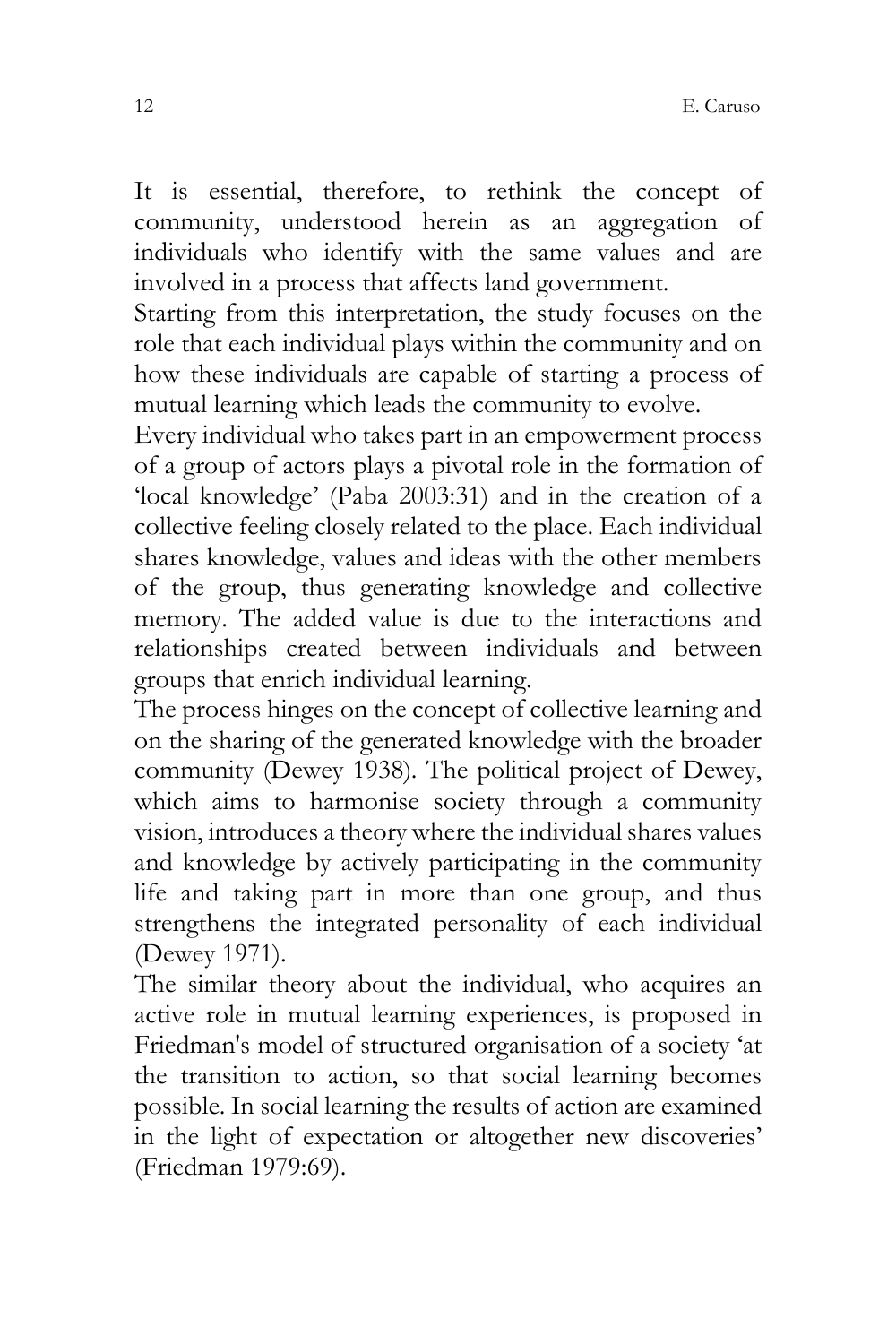It is essential, therefore, to rethink the concept of community, understood herein as an aggregation of individuals who identify with the same values and are involved in a process that affects land government.

Starting from this interpretation, the study focuses on the role that each individual plays within the community and on how these individuals are capable of starting a process of mutual learning which leads the community to evolve.

Every individual who takes part in an empowerment process of a group of actors plays a pivotal role in the formation of 'local knowledge' (Paba 2003:31) and in the creation of a collective feeling closely related to the place. Each individual shares knowledge, values and ideas with the other members of the group, thus generating knowledge and collective memory. The added value is due to the interactions and relationships created between individuals and between groups that enrich individual learning.

The process hinges on the concept of collective learning and on the sharing of the generated knowledge with the broader community (Dewey 1938). The political project of Dewey, which aims to harmonise society through a community vision, introduces a theory where the individual shares values and knowledge by actively participating in the community life and taking part in more than one group, and thus strengthens the integrated personality of each individual (Dewey 1971).

The similar theory about the individual, who acquires an active role in mutual learning experiences, is proposed in Friedman's model of structured organisation of a society 'at the transition to action, so that social learning becomes possible. In social learning the results of action are examined in the light of expectation or altogether new discoveries' (Friedman 1979:69).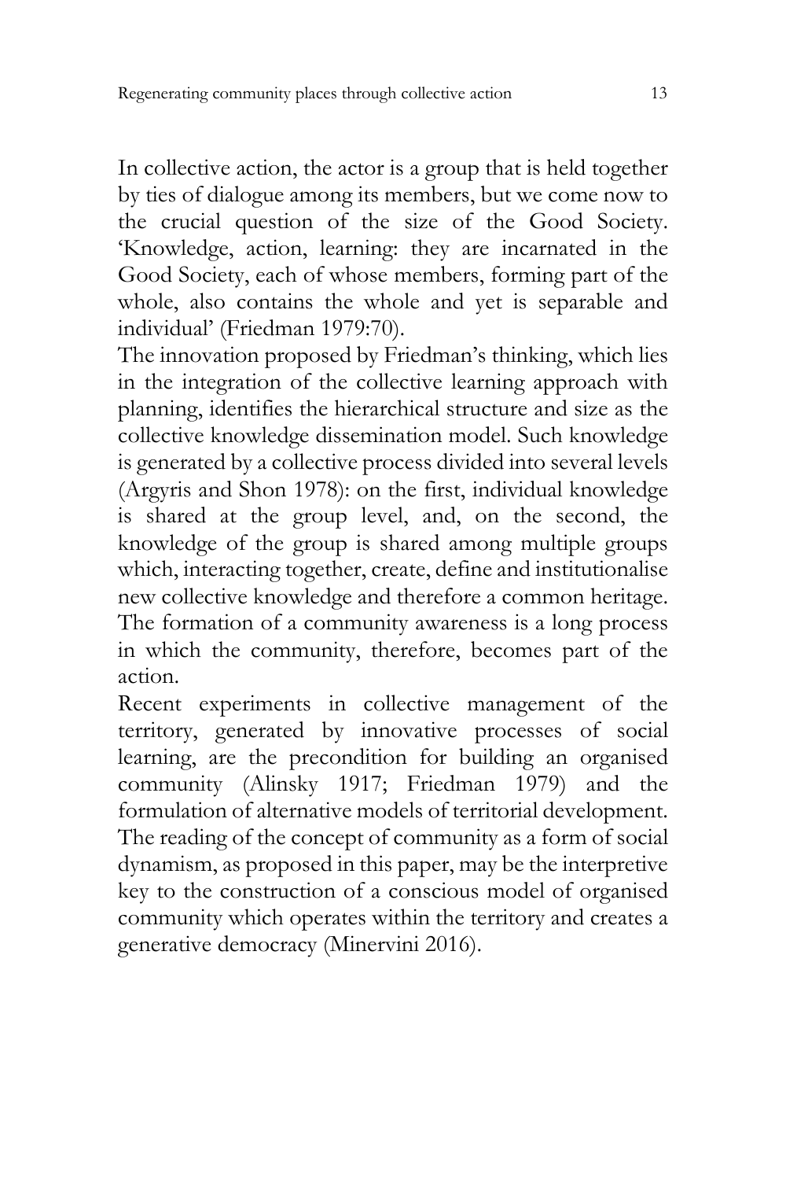In collective action, the actor is a group that is held together by ties of dialogue among its members, but we come now to the crucial question of the size of the Good Society. 'Knowledge, action, learning: they are incarnated in the Good Society, each of whose members, forming part of the whole, also contains the whole and yet is separable and individual' (Friedman 1979:70).

The innovation proposed by Friedman's thinking, which lies in the integration of the collective learning approach with planning, identifies the hierarchical structure and size as the collective knowledge dissemination model. Such knowledge is generated by a collective process divided into several levels (Argyris and Shon 1978): on the first, individual knowledge is shared at the group level, and, on the second, the knowledge of the group is shared among multiple groups which, interacting together, create, define and institutionalise new collective knowledge and therefore a common heritage. The formation of a community awareness is a long process in which the community, therefore, becomes part of the action.

Recent experiments in collective management of the territory, generated by innovative processes of social learning, are the precondition for building an organised community (Alinsky 1917; Friedman 1979) and the formulation of alternative models of territorial development. The reading of the concept of community as a form of social dynamism, as proposed in this paper, may be the interpretive key to the construction of a conscious model of organised community which operates within the territory and creates a generative democracy (Minervini 2016).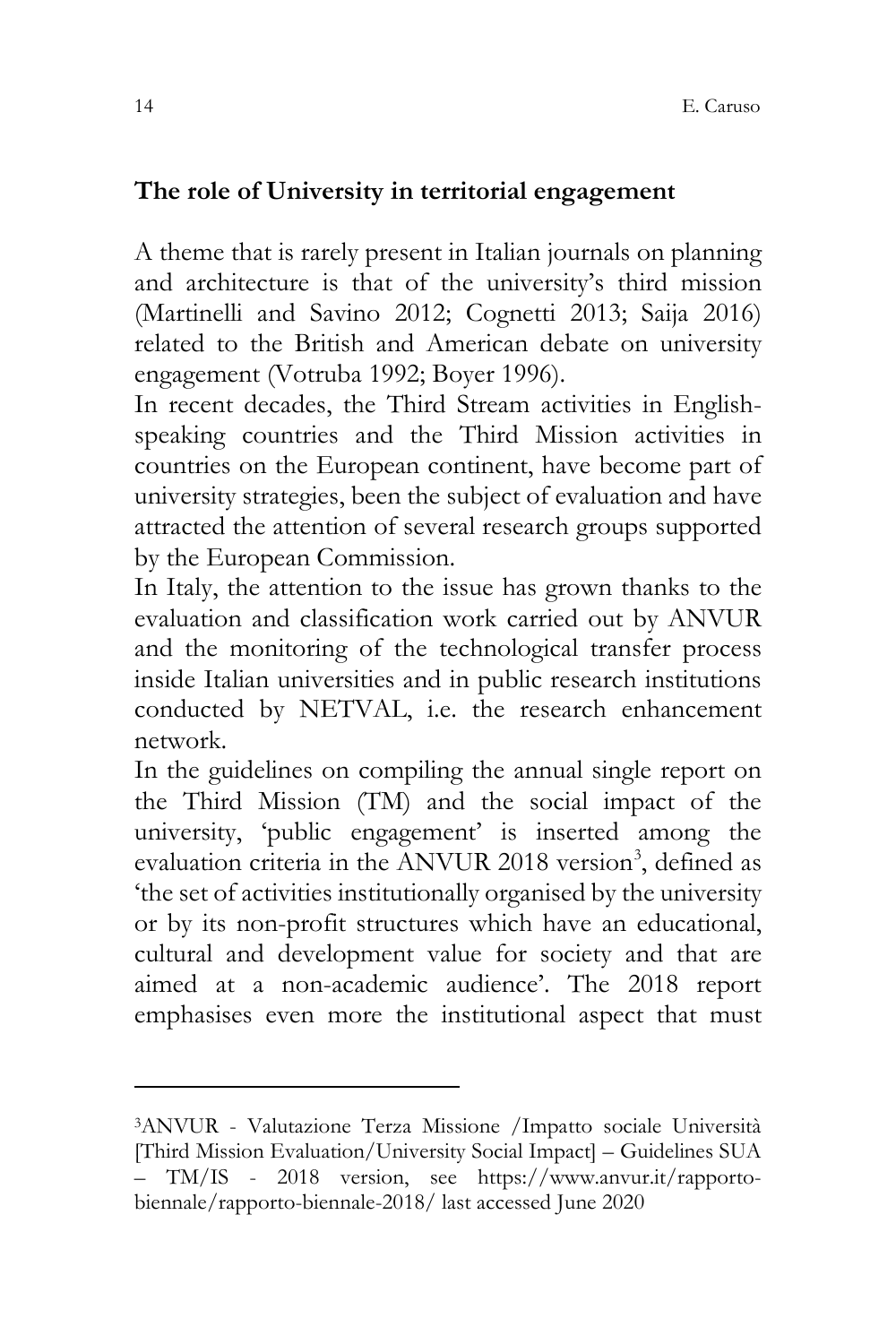## The role of University in territorial engagement

A theme that is rarely present in Italian journals on planning and architecture is that of the university's third mission (Martinelli and Savino 2012; Cognetti 2013; Saija 2016) related to the British and American debate on university engagement (Votruba 1992; Boyer 1996).

In recent decades, the Third Stream activities in English-speaking countries and the Third Mission activities in countries on the European continent, have become part of university strategies, been the subject of evaluation and have attracted the attention of several research groups supported by the European Commission.

In Italy, the attention to the issue has grown thanks to the evaluation and classification work carried out by ANVUR and the monitoring of the technological transfer process inside Italian universities and in public research institutions conducted by NETVAL, i.e. the research enhancement network.

In the guidelines on compiling the annual single report on the Third Mission (TM) and the social impact of the university, 'public engagement' is inserted among the evaluation criteria in the ANVUR 2018 version[3], defined as 'the set of activities institutionally organised by the university or by its non-profit structures which have an educational, cultural and development value for society and that are aimed at a non-academic audience'. The 2018 report emphasises even more the institutional aspect that must

---

[3]ANVUR - Valutazione Terza Missione /Impatto sociale Università [Third Mission Evaluation/University Social Impact] – Guidelines SUA – TM/IS - 2018 version, see https://www.anvur.it/rapporto-biennale/rapporto-biennale-2018/ last accessed June 2020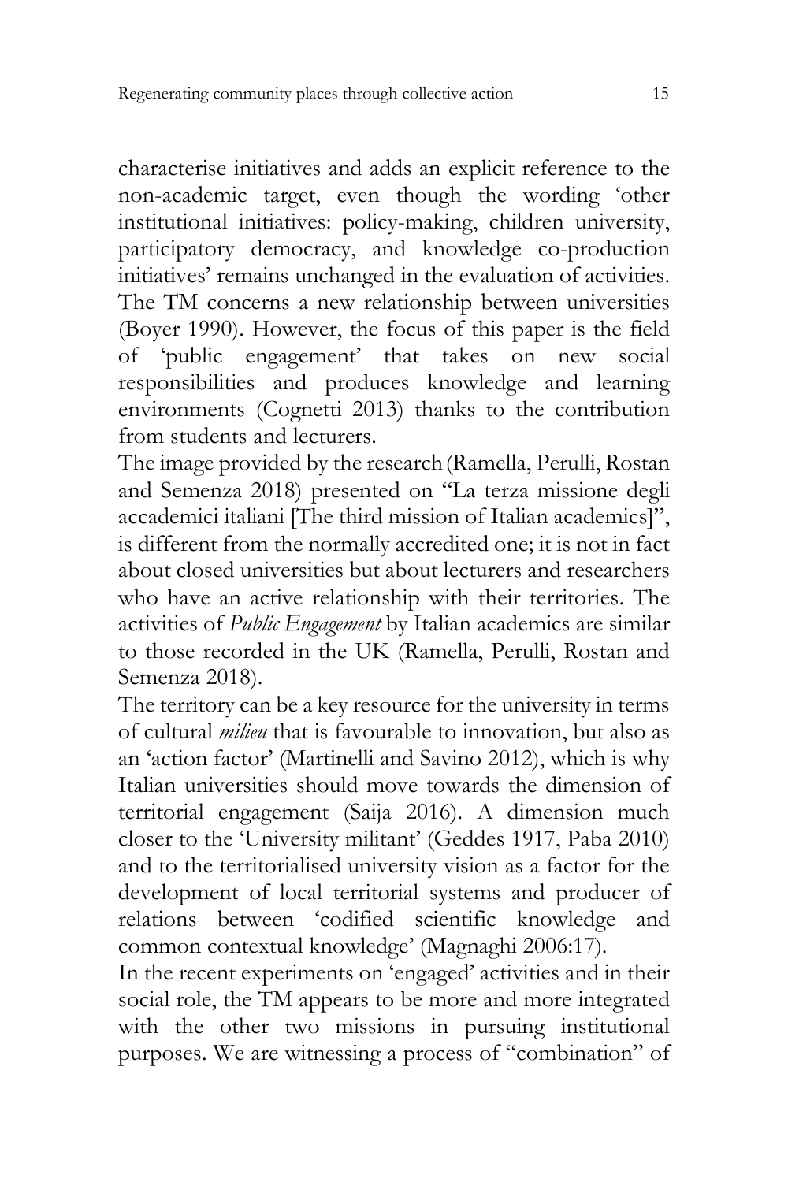characterise initiatives and adds an explicit reference to the non-academic target, even though the wording 'other institutional initiatives: policy-making, children university, participatory democracy, and knowledge co-production initiatives' remains unchanged in the evaluation of activities. The TM concerns a new relationship between universities (Boyer 1990). However, the focus of this paper is the field of 'public engagement' that takes on new social responsibilities and produces knowledge and learning environments (Cognetti 2013) thanks to the contribution from students and lecturers.

The image provided by the research (Ramella, Perulli, Rostan and Semenza 2018) presented on "La terza missione degli accademici italiani [The third mission of Italian academics]", is different from the normally accredited one; it is not in fact about closed universities but about lecturers and researchers who have an active relationship with their territories. The activities of *Public Engagement* by Italian academics are similar to those recorded in the UK (Ramella, Perulli, Rostan and Semenza 2018).

The territory can be a key resource for the university in terms of cultural *milieu* that is favourable to innovation, but also as an 'action factor' (Martinelli and Savino 2012), which is why Italian universities should move towards the dimension of territorial engagement (Saija 2016). A dimension much closer to the 'University militant' (Geddes 1917, Paba 2010) and to the territorialised university vision as a factor for the development of local territorial systems and producer of relations between 'codified scientific knowledge and common contextual knowledge' (Magnaghi 2006:17).

In the recent experiments on 'engaged' activities and in their social role, the TM appears to be more and more integrated with the other two missions in pursuing institutional purposes. We are witnessing a process of "combination" of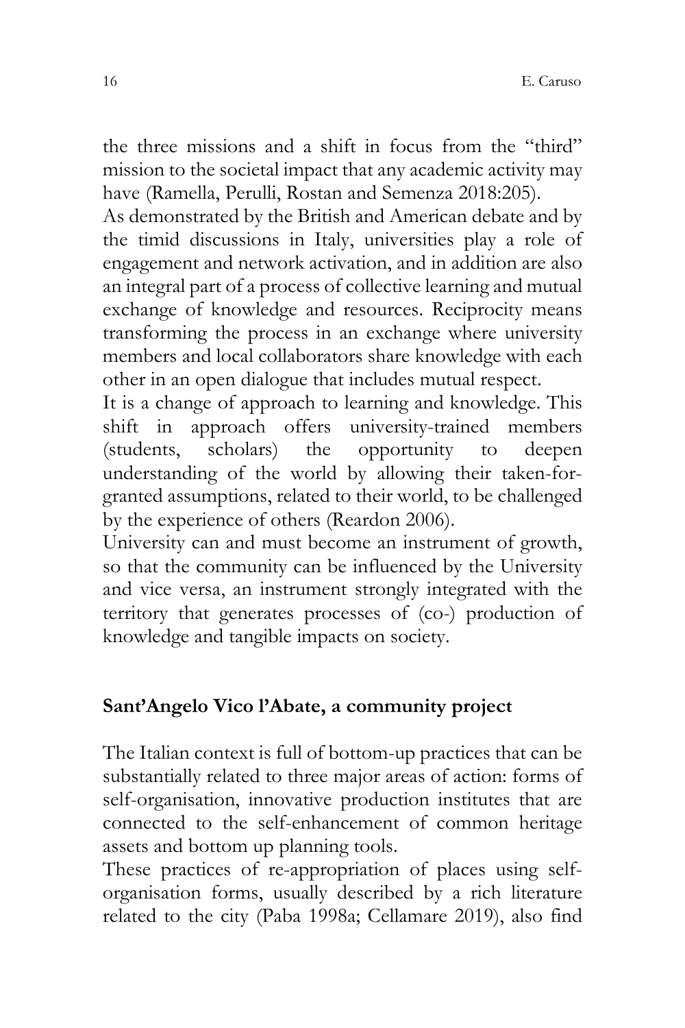the three missions and a shift in focus from the "third" mission to the societal impact that any academic activity may have (Ramella, Perulli, Rostan and Semenza 2018:205).

As demonstrated by the British and American debate and by the timid discussions in Italy, universities play a role of engagement and network activation, and in addition are also an integral part of a process of collective learning and mutual exchange of knowledge and resources. Reciprocity means transforming the process in an exchange where university members and local collaborators share knowledge with each other in an open dialogue that includes mutual respect.

It is a change of approach to learning and knowledge. This shift in approach offers university-trained members (students, scholars) the opportunity to deepen understanding of the world by allowing their taken-for-granted assumptions, related to their world, to be challenged by the experience of others (Reardon 2006).

University can and must become an instrument of growth, so that the community can be influenced by the University and vice versa, an instrument strongly integrated with the territory that generates processes of (co-) production of knowledge and tangible impacts on society.

## Sant'Angelo Vico l'Abate, a community project

The Italian context is full of bottom-up practices that can be substantially related to three major areas of action: forms of self-organisation, innovative production institutes that are connected to the self-enhancement of common heritage assets and bottom up planning tools.

These practices of re-appropriation of places using self-organisation forms, usually described by a rich literature related to the city (Paba 1998a; Cellamare 2019), also find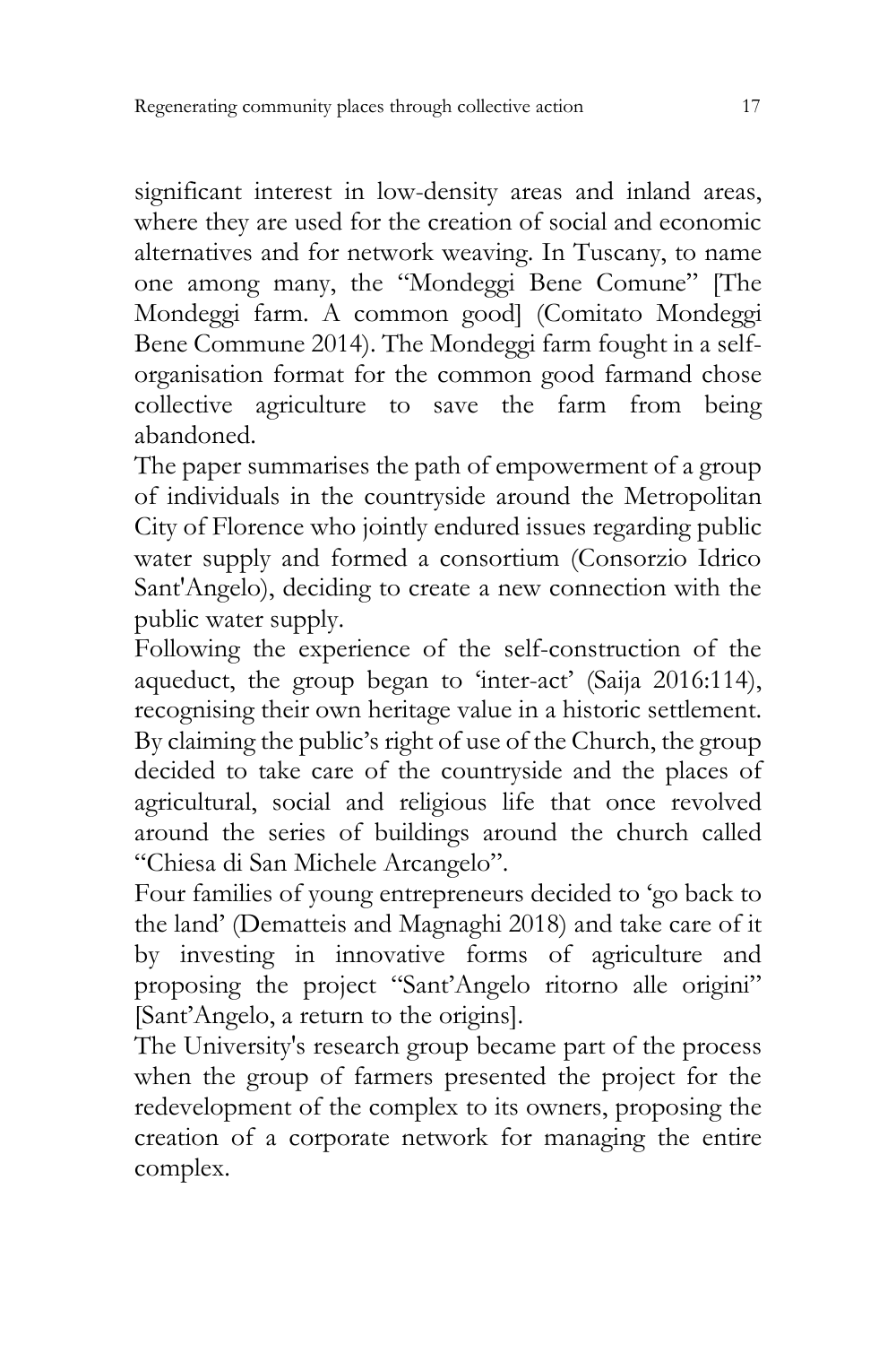significant interest in low-density areas and inland areas, where they are used for the creation of social and economic alternatives and for network weaving. In Tuscany, to name one among many, the "Mondeggi Bene Comune" [The Mondeggi farm. A common good] (Comitato Mondeggi Bene Commune 2014). The Mondeggi farm fought in a self-organisation format for the common good farmand chose collective agriculture to save the farm from being abandoned.

The paper summarises the path of empowerment of a group of individuals in the countryside around the Metropolitan City of Florence who jointly endured issues regarding public water supply and formed a consortium (Consorzio Idrico Sant'Angelo), deciding to create a new connection with the public water supply.

Following the experience of the self-construction of the aqueduct, the group began to 'inter-act' (Saija 2016:114), recognising their own heritage value in a historic settlement. By claiming the public's right of use of the Church, the group decided to take care of the countryside and the places of agricultural, social and religious life that once revolved around the series of buildings around the church called "Chiesa di San Michele Arcangelo".

Four families of young entrepreneurs decided to 'go back to the land' (Dematteis and Magnaghi 2018) and take care of it by investing in innovative forms of agriculture and proposing the project "Sant'Angelo ritorno alle origini" [Sant'Angelo, a return to the origins].

The University's research group became part of the process when the group of farmers presented the project for the redevelopment of the complex to its owners, proposing the creation of a corporate network for managing the entire complex.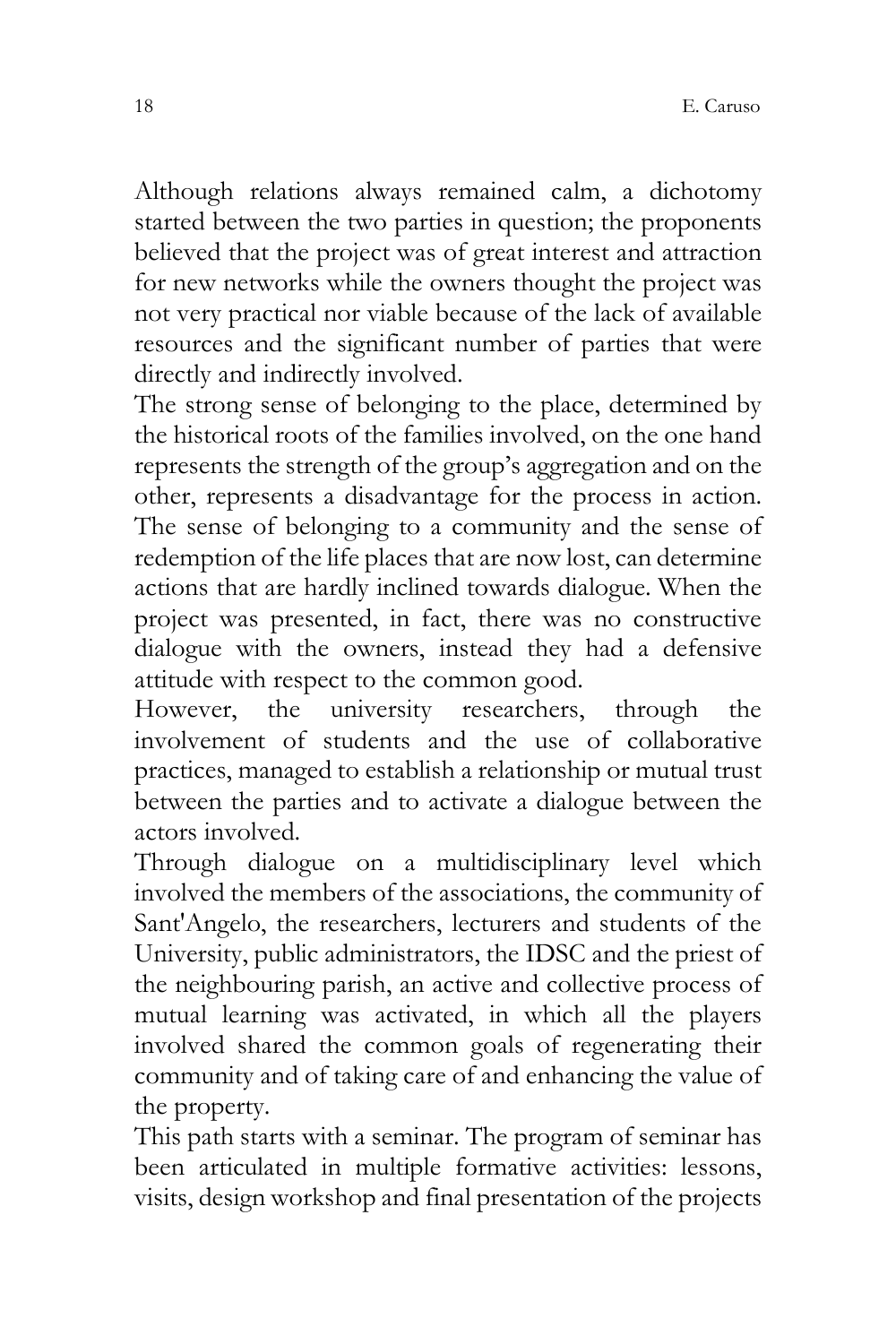Although relations always remained calm, a dichotomy started between the two parties in question; the proponents believed that the project was of great interest and attraction for new networks while the owners thought the project was not very practical nor viable because of the lack of available resources and the significant number of parties that were directly and indirectly involved.

The strong sense of belonging to the place, determined by the historical roots of the families involved, on the one hand represents the strength of the group's aggregation and on the other, represents a disadvantage for the process in action. The sense of belonging to a community and the sense of redemption of the life places that are now lost, can determine actions that are hardly inclined towards dialogue. When the project was presented, in fact, there was no constructive dialogue with the owners, instead they had a defensive attitude with respect to the common good.

However, the university researchers, through the involvement of students and the use of collaborative practices, managed to establish a relationship or mutual trust between the parties and to activate a dialogue between the actors involved.

Through dialogue on a multidisciplinary level which involved the members of the associations, the community of Sant'Angelo, the researchers, lecturers and students of the University, public administrators, the IDSC and the priest of the neighbouring parish, an active and collective process of mutual learning was activated, in which all the players involved shared the common goals of regenerating their community and of taking care of and enhancing the value of the property.

This path starts with a seminar. The program of seminar has been articulated in multiple formative activities: lessons, visits, design workshop and final presentation of the projects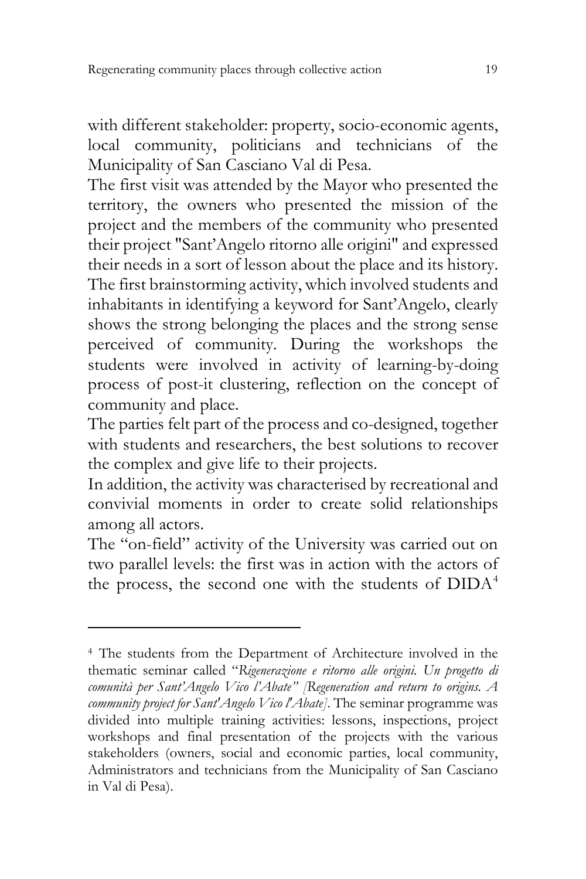with different stakeholder: property, socio-economic agents, local community, politicians and technicians of the Municipality of San Casciano Val di Pesa.

The first visit was attended by the Mayor who presented the territory, the owners who presented the mission of the project and the members of the community who presented their project "Sant'Angelo ritorno alle origini" and expressed their needs in a sort of lesson about the place and its history. The first brainstorming activity, which involved students and inhabitants in identifying a keyword for Sant'Angelo, clearly shows the strong belonging the places and the strong sense perceived of community. During the workshops the students were involved in activity of learning-by-doing process of post-it clustering, reflection on the concept of community and place.

The parties felt part of the process and co-designed, together with students and researchers, the best solutions to recover the complex and give life to their projects.

In addition, the activity was characterised by recreational and convivial moments in order to create solid relationships among all actors.

The "on-field" activity of the University was carried out on two parallel levels: the first was in action with the actors of the process, the second one with the students of DIDA[4]

---

[4] The students from the Department of Architecture involved in the thematic seminar called "*Rigenerazione e ritorno alle origini. Un progetto di comunità per Sant'Angelo Vico l'Abate" [Regeneration and return to origins. A community project for Sant'Angelo Vico l'Abate]*. The seminar programme was divided into multiple training activities: lessons, inspections, project workshops and final presentation of the projects with the various stakeholders (owners, social and economic parties, local community, Administrators and technicians from the Municipality of San Casciano in Val di Pesa).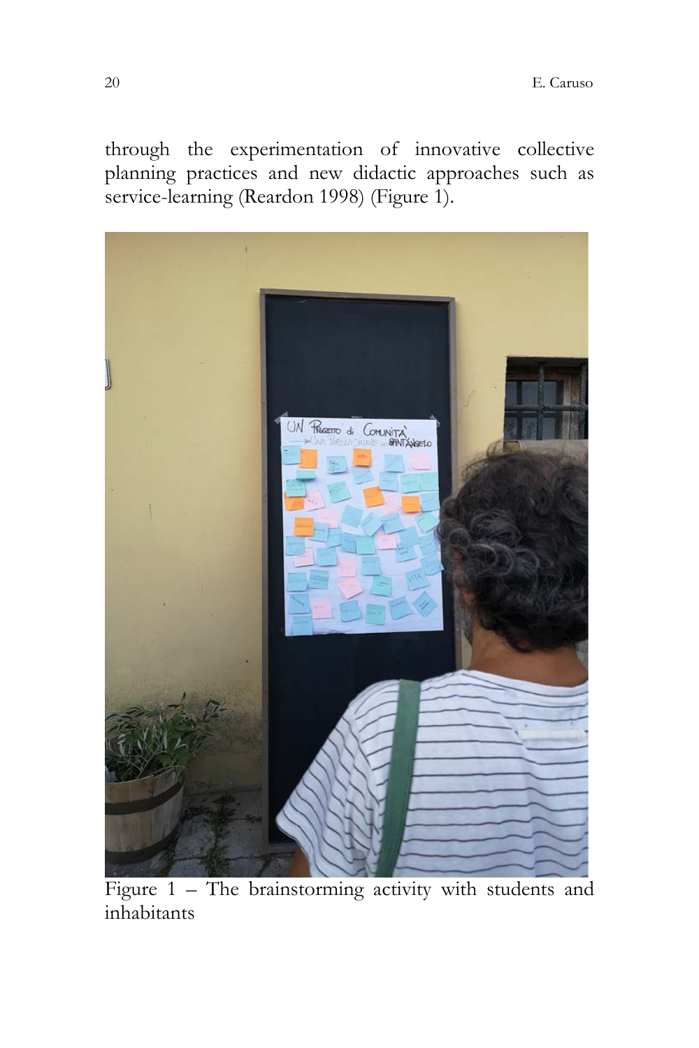through the experimentation of innovative collective planning practices and new didactic approaches such as service-learning (Reardon 1998) (Figure 1).

Figure 1 – The brainstorming activity with students and inhabitants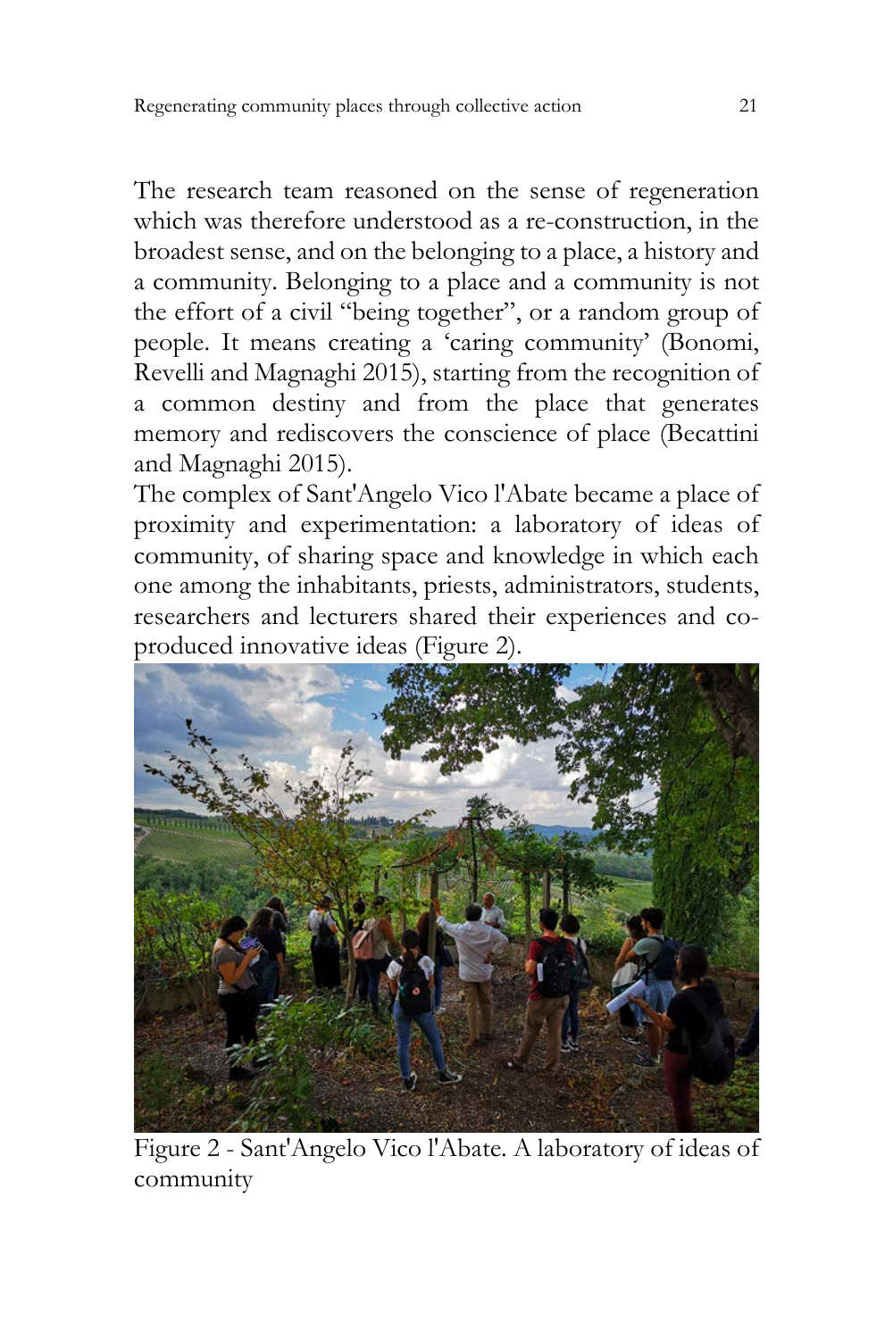The research team reasoned on the sense of regeneration which was therefore understood as a re-construction, in the broadest sense, and on the belonging to a place, a history and a community. Belonging to a place and a community is not the effort of a civil "being together", or a random group of people. It means creating a 'caring community' (Bonomi, Revelli and Magnaghi 2015), starting from the recognition of a common destiny and from the place that generates memory and rediscovers the conscience of place (Becattini and Magnaghi 2015).

The complex of Sant'Angelo Vico l'Abate became a place of proximity and experimentation: a laboratory of ideas of community, of sharing space and knowledge in which each one among the inhabitants, priests, administrators, students, researchers and lecturers shared their experiences and co-produced innovative ideas (Figure 2).

Figure 2 - Sant'Angelo Vico l'Abate. A laboratory of ideas of community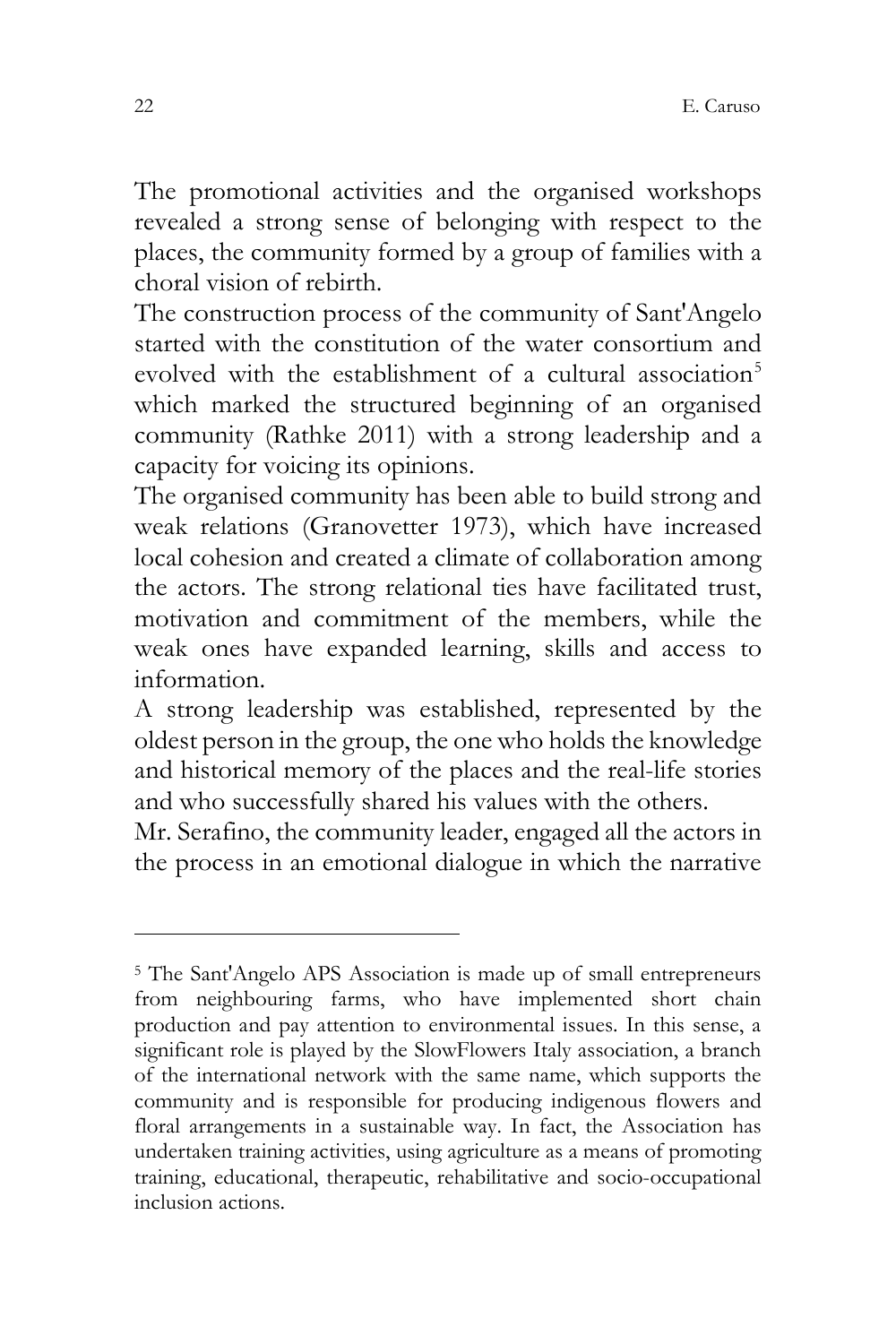The promotional activities and the organised workshops revealed a strong sense of belonging with respect to the places, the community formed by a group of families with a choral vision of rebirth.

The construction process of the community of Sant'Angelo started with the constitution of the water consortium and evolved with the establishment of a cultural association[5] which marked the structured beginning of an organised community (Rathke 2011) with a strong leadership and a capacity for voicing its opinions.

The organised community has been able to build strong and weak relations (Granovetter 1973), which have increased local cohesion and created a climate of collaboration among the actors. The strong relational ties have facilitated trust, motivation and commitment of the members, while the weak ones have expanded learning, skills and access to information.

A strong leadership was established, represented by the oldest person in the group, the one who holds the knowledge and historical memory of the places and the real-life stories and who successfully shared his values with the others.

Mr. Serafino, the community leader, engaged all the actors in the process in an emotional dialogue in which the narrative

---

[5] The Sant'Angelo APS Association is made up of small entrepreneurs from neighbouring farms, who have implemented short chain production and pay attention to environmental issues. In this sense, a significant role is played by the SlowFlowers Italy association, a branch of the international network with the same name, which supports the community and is responsible for producing indigenous flowers and floral arrangements in a sustainable way. In fact, the Association has undertaken training activities, using agriculture as a means of promoting training, educational, therapeutic, rehabilitative and socio-occupational inclusion actions.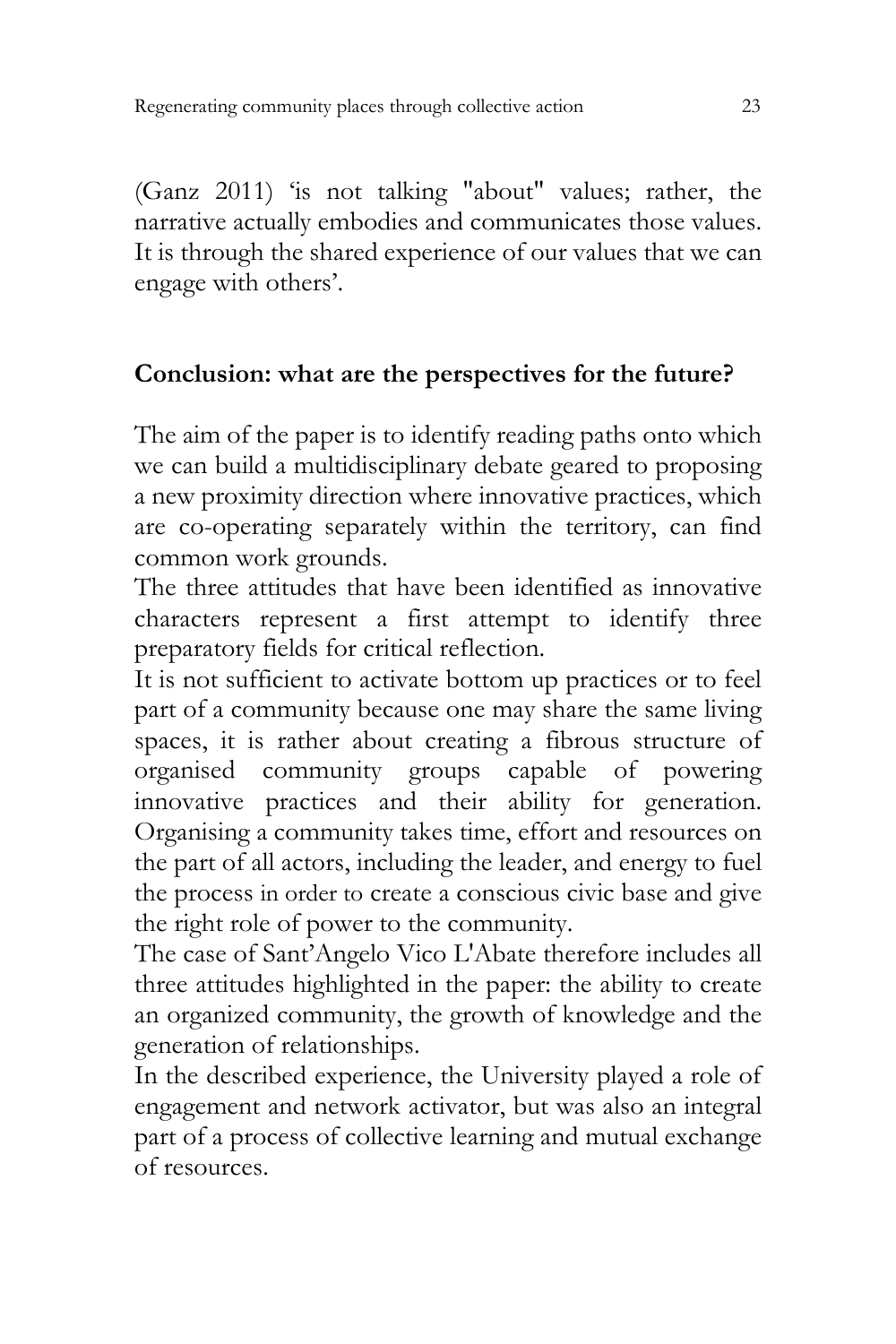(Ganz 2011) 'is not talking "about" values; rather, the narrative actually embodies and communicates those values. It is through the shared experience of our values that we can engage with others'.

## Conclusion: what are the perspectives for the future?

The aim of the paper is to identify reading paths onto which we can build a multidisciplinary debate geared to proposing a new proximity direction where innovative practices, which are co-operating separately within the territory, can find common work grounds.

The three attitudes that have been identified as innovative characters represent a first attempt to identify three preparatory fields for critical reflection.

It is not sufficient to activate bottom up practices or to feel part of a community because one may share the same living spaces, it is rather about creating a fibrous structure of organised community groups capable of powering innovative practices and their ability for generation. Organising a community takes time, effort and resources on the part of all actors, including the leader, and energy to fuel the process in order to create a conscious civic base and give the right role of power to the community.

The case of Sant'Angelo Vico L'Abate therefore includes all three attitudes highlighted in the paper: the ability to create an organized community, the growth of knowledge and the generation of relationships.

In the described experience, the University played a role of engagement and network activator, but was also an integral part of a process of collective learning and mutual exchange of resources.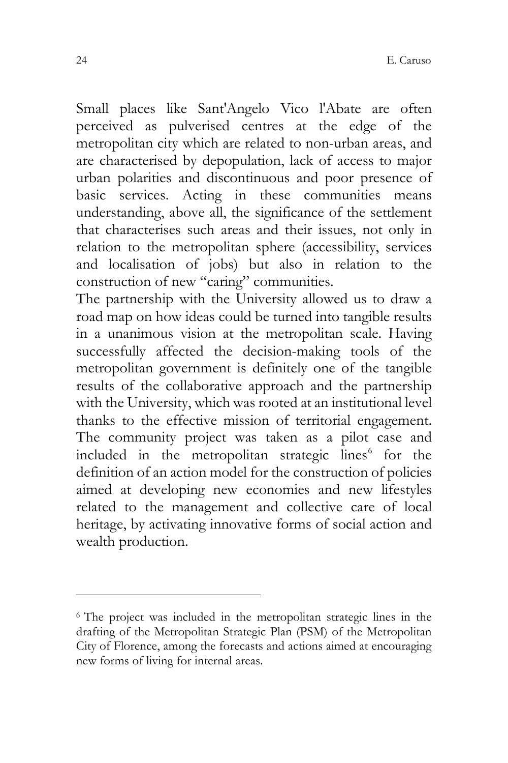Small places like Sant'Angelo Vico l'Abate are often perceived as pulverised centres at the edge of the metropolitan city which are related to non-urban areas, and are characterised by depopulation, lack of access to major urban polarities and discontinuous and poor presence of basic services. Acting in these communities means understanding, above all, the significance of the settlement that characterises such areas and their issues, not only in relation to the metropolitan sphere (accessibility, services and localisation of jobs) but also in relation to the construction of new "caring" communities.

The partnership with the University allowed us to draw a road map on how ideas could be turned into tangible results in a unanimous vision at the metropolitan scale. Having successfully affected the decision-making tools of the metropolitan government is definitely one of the tangible results of the collaborative approach and the partnership with the University, which was rooted at an institutional level thanks to the effective mission of territorial engagement. The community project was taken as a pilot case and included in the metropolitan strategic lines[6] for the definition of an action model for the construction of policies aimed at developing new economies and new lifestyles related to the management and collective care of local heritage, by activating innovative forms of social action and wealth production.

---

[6] The project was included in the metropolitan strategic lines in the drafting of the Metropolitan Strategic Plan (PSM) of the Metropolitan City of Florence, among the forecasts and actions aimed at encouraging new forms of living for internal areas.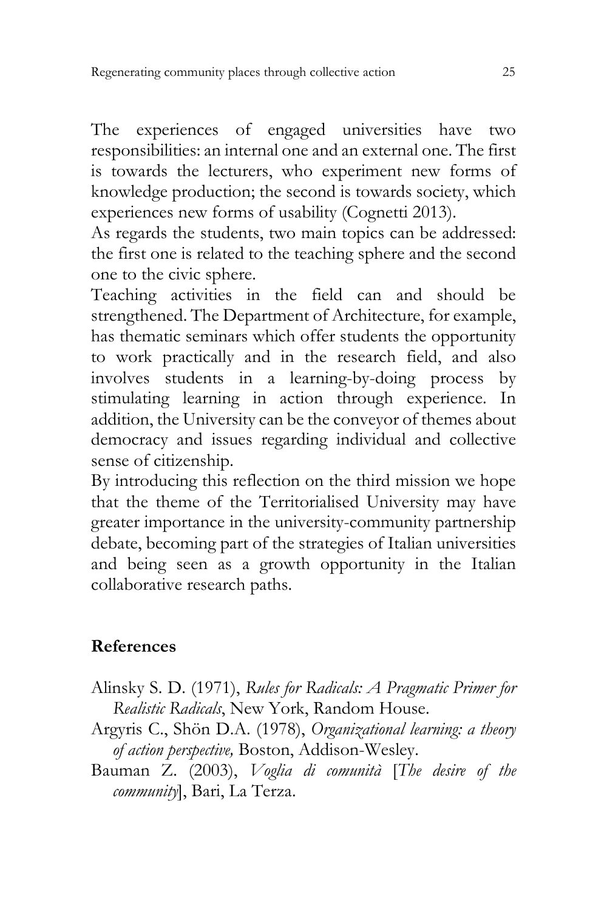The experiences of engaged universities have two responsibilities: an internal one and an external one. The first is towards the lecturers, who experiment new forms of knowledge production; the second is towards society, which experiences new forms of usability (Cognetti 2013).

As regards the students, two main topics can be addressed: the first one is related to the teaching sphere and the second one to the civic sphere.

Teaching activities in the field can and should be strengthened. The Department of Architecture, for example, has thematic seminars which offer students the opportunity to work practically and in the research field, and also involves students in a learning-by-doing process by stimulating learning in action through experience. In addition, the University can be the conveyor of themes about democracy and issues regarding individual and collective sense of citizenship.

By introducing this reflection on the third mission we hope that the theme of the Territorialised University may have greater importance in the university-community partnership debate, becoming part of the strategies of Italian universities and being seen as a growth opportunity in the Italian collaborative research paths.

## References

Alinsky S. D. (1971), *Rules for Radicals: A Pragmatic Primer for Realistic Radicals*, New York, Random House.

Argyris C., Shön D.A. (1978), *Organizational learning: a theory of action perspective,* Boston, Addison-Wesley.

Bauman Z. (2003), *Voglia di comunità* [*The desire of the community*], Bari, La Terza.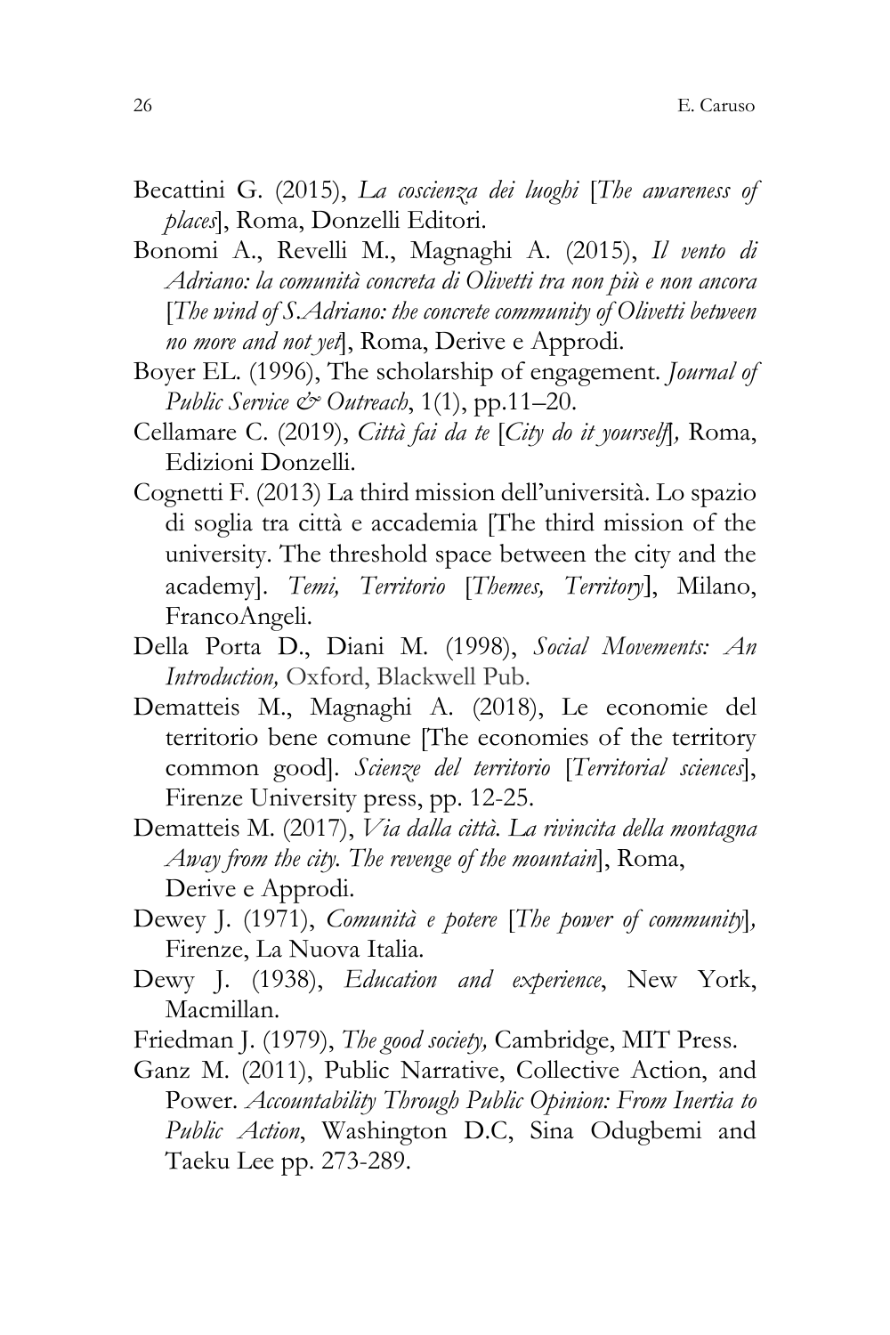Becattini G. (2015), *La coscienza dei luoghi* [*The awareness of places*], Roma, Donzelli Editori.

Bonomi A., Revelli M., Magnaghi A. (2015), *Il vento di Adriano: la comunità concreta di Olivetti tra non più e non ancora* [*The wind of S.Adriano: the concrete community of Olivetti between no more and not yet*], Roma, Derive e Approdi.

Boyer EL. (1996), The scholarship of engagement. *Journal of Public Service & Outreach*, 1(1), pp.11–20.

Cellamare C. (2019), *Città fai da te* [*City do it yourself*]*,* Roma, Edizioni Donzelli.

Cognetti F. (2013) La third mission dell'università. Lo spazio di soglia tra città e accademia [The third mission of the university. The threshold space between the city and the academy]. *Temi, Territorio* [*Themes, Territory*], Milano, FrancoAngeli.

Della Porta D., Diani M. (1998), *Social Movements: An Introduction,* Oxford, Blackwell Pub.

Dematteis M., Magnaghi A. (2018), Le economie del territorio bene comune [The economies of the territory common good]. *Scienze del territorio* [*Territorial sciences*], Firenze University press, pp. 12-25.

Dematteis M. (2017), *Via dalla città. La rivincita della montagna Away from the city. The revenge of the mountain*], Roma, Derive e Approdi.

Dewey J. (1971), *Comunità e potere* [*The power of community*]*,* Firenze, La Nuova Italia.

Dewy J. (1938), *Education and experience*, New York, Macmillan.

Friedman J. (1979), *The good society,* Cambridge, MIT Press.

Ganz M. (2011), Public Narrative, Collective Action, and Power. *Accountability Through Public Opinion: From Inertia to Public Action*, Washington D.C, Sina Odugbemi and Taeku Lee pp. 273-289.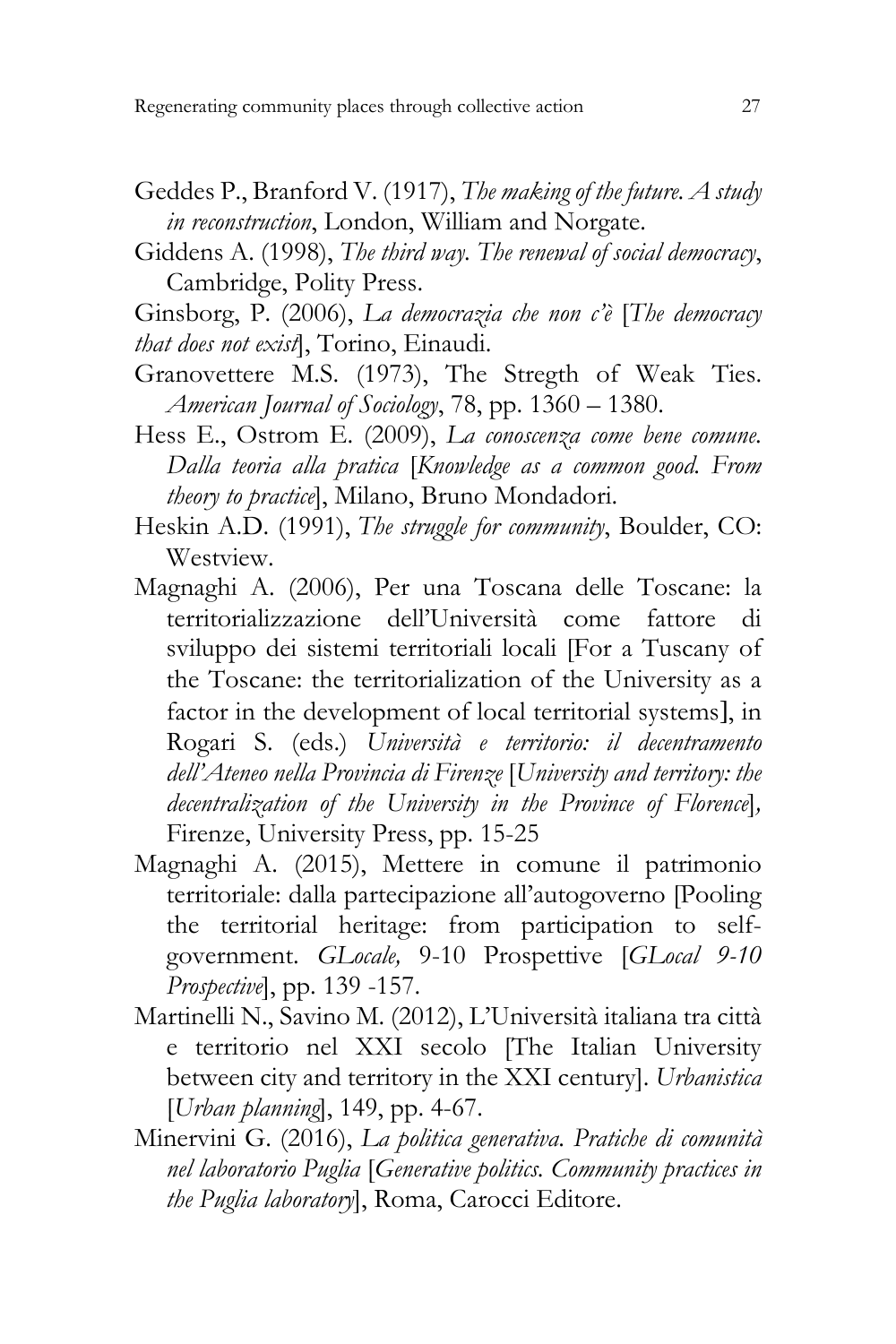Geddes P., Branford V. (1917), *The making of the future. A study in reconstruction*, London, William and Norgate.

Giddens A. (1998), *The third way. The renewal of social democracy*, Cambridge, Polity Press.

Ginsborg, P. (2006), *La democrazia che non c'è* [*The democracy that does not exist*], Torino, Einaudi.

Granovettere M.S. (1973), The Stregth of Weak Ties. *American Journal of Sociology*, 78, pp. 1360 – 1380.

Hess E., Ostrom E. (2009), *La conoscenza come bene comune. Dalla teoria alla pratica* [*Knowledge as a common good. From theory to practice*], Milano, Bruno Mondadori.

Heskin A.D. (1991), *The struggle for community*, Boulder, CO: Westview.

Magnaghi A. (2006), Per una Toscana delle Toscane: la territorializzazione dell'Università come fattore di sviluppo dei sistemi territoriali locali [For a Tuscany of the Toscane: the territorialization of the University as a factor in the development of local territorial systems], in Rogari S. (eds.) *Università e territorio: il decentramento dell'Ateneo nella Provincia di Firenze* [*University and territory: the decentralization of the University in the Province of Florence*], Firenze, University Press, pp. 15-25

Magnaghi A. (2015), Mettere in comune il patrimonio territoriale: dalla partecipazione all'autogoverno [Pooling the territorial heritage: from participation to self-government. *GLocale,* 9-10 Prospettive [*GLocal 9-10 Prospective*], pp. 139 -157.

Martinelli N., Savino M. (2012), L'Università italiana tra città e territorio nel XXI secolo [The Italian University between city and territory in the XXI century]. *Urbanistica* [*Urban planning*], 149, pp. 4-67.

Minervini G. (2016), *La politica generativa. Pratiche di comunità nel laboratorio Puglia* [*Generative politics. Community practices in the Puglia laboratory*], Roma, Carocci Editore.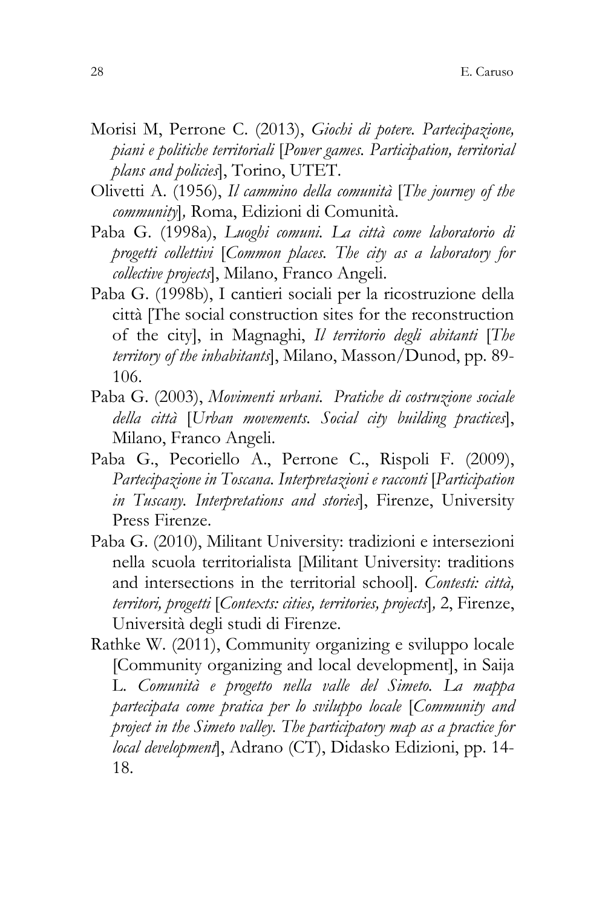Morisi M, Perrone C. (2013), *Giochi di potere. Partecipazione, piani e politiche territoriali* [*Power games. Participation, territorial plans and policies*], Torino, UTET.

Olivetti A. (1956), *Il cammino della comunità* [*The journey of the community*]*,* Roma, Edizioni di Comunità.

Paba G. (1998a), *Luoghi comuni. La città come laboratorio di progetti collettivi* [*Common places. The city as a laboratory for collective projects*], Milano, Franco Angeli.

Paba G. (1998b), I cantieri sociali per la ricostruzione della città [The social construction sites for the reconstruction of the city], in Magnaghi, *Il territorio degli abitanti* [*The territory of the inhabitants*], Milano, Masson/Dunod, pp. 89-106.

Paba G. (2003), *Movimenti urbani. Pratiche di costruzione sociale della città* [*Urban movements. Social city building practices*], Milano, Franco Angeli.

Paba G., Pecoriello A., Perrone C., Rispoli F. (2009), *Partecipazione in Toscana. Interpretazioni e racconti* [*Participation in Tuscany. Interpretations and stories*], Firenze, University Press Firenze.

Paba G. (2010), Militant University: tradizioni e intersezioni nella scuola territorialista [Militant University: traditions and intersections in the territorial school]. *Contesti: città, territori, progetti* [*Contexts: cities, territories, projects*]*,* 2, Firenze, Università degli studi di Firenze.

Rathke W. (2011), Community organizing e sviluppo locale [Community organizing and local development], in Saija L. *Comunità e progetto nella valle del Simeto. La mappa partecipata come pratica per lo sviluppo locale* [*Community and project in the Simeto valley. The participatory map as a practice for local development*], Adrano (CT), Didasko Edizioni, pp. 14-18.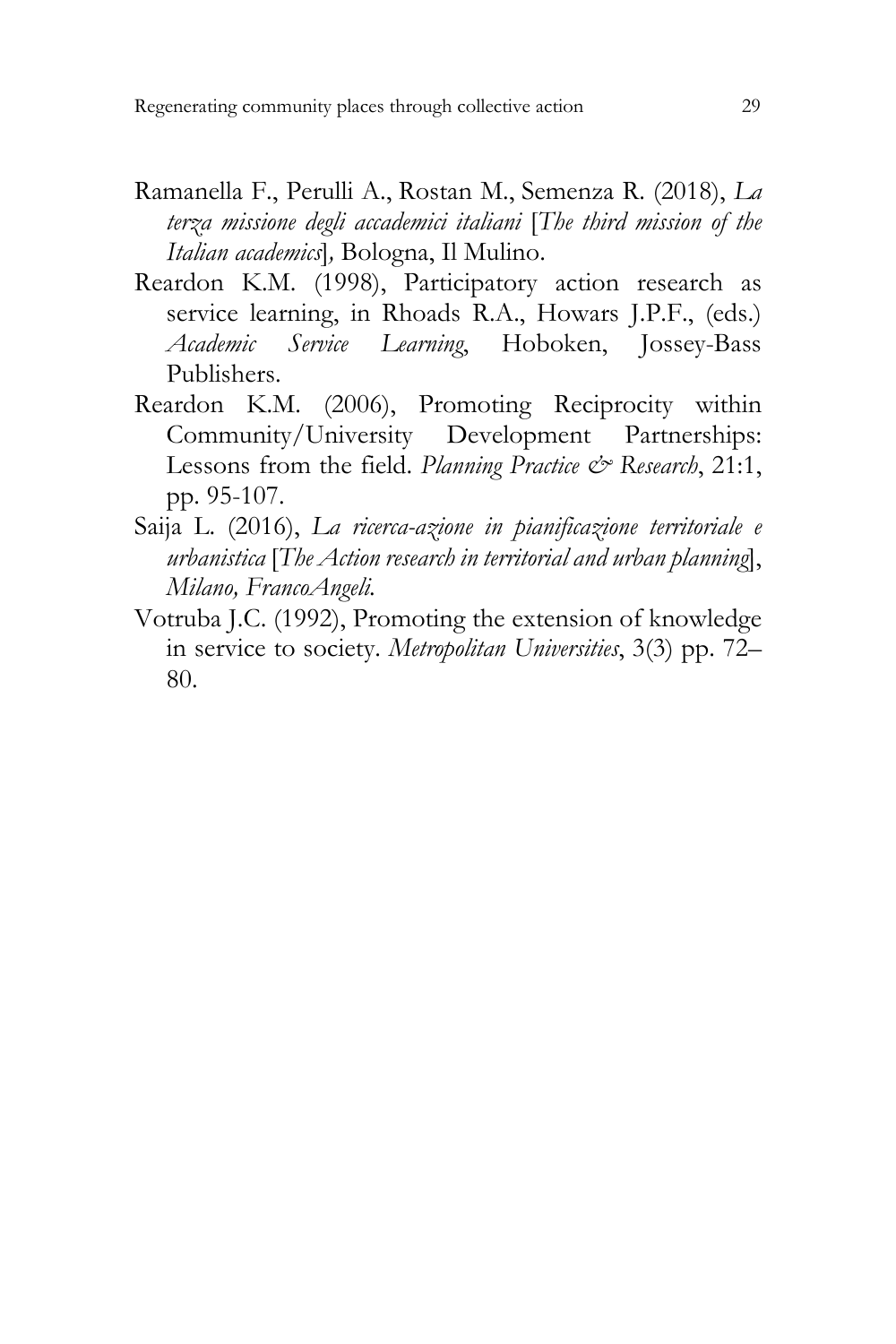Ramanella F., Perulli A., Rostan M., Semenza R. (2018), *La terza missione degli accademici italiani* [*The third mission of the Italian academics*], Bologna, Il Mulino.

Reardon K.M. (1998), Participatory action research as service learning, in Rhoads R.A., Howars J.P.F., (eds.) *Academic Service Learning*, Hoboken, Jossey-Bass Publishers.

Reardon K.M. (2006), Promoting Reciprocity within Community/University Development Partnerships: Lessons from the field. *Planning Practice & Research*, 21:1, pp. 95-107.

Saija L. (2016), *La ricerca-azione in pianificazione territoriale e urbanistica* [*The Action research in territorial and urban planning*], *Milano, FrancoAngeli.*

Votruba J.C. (1992), Promoting the extension of knowledge in service to society. *Metropolitan Universities*, 3(3) pp. 72–80.